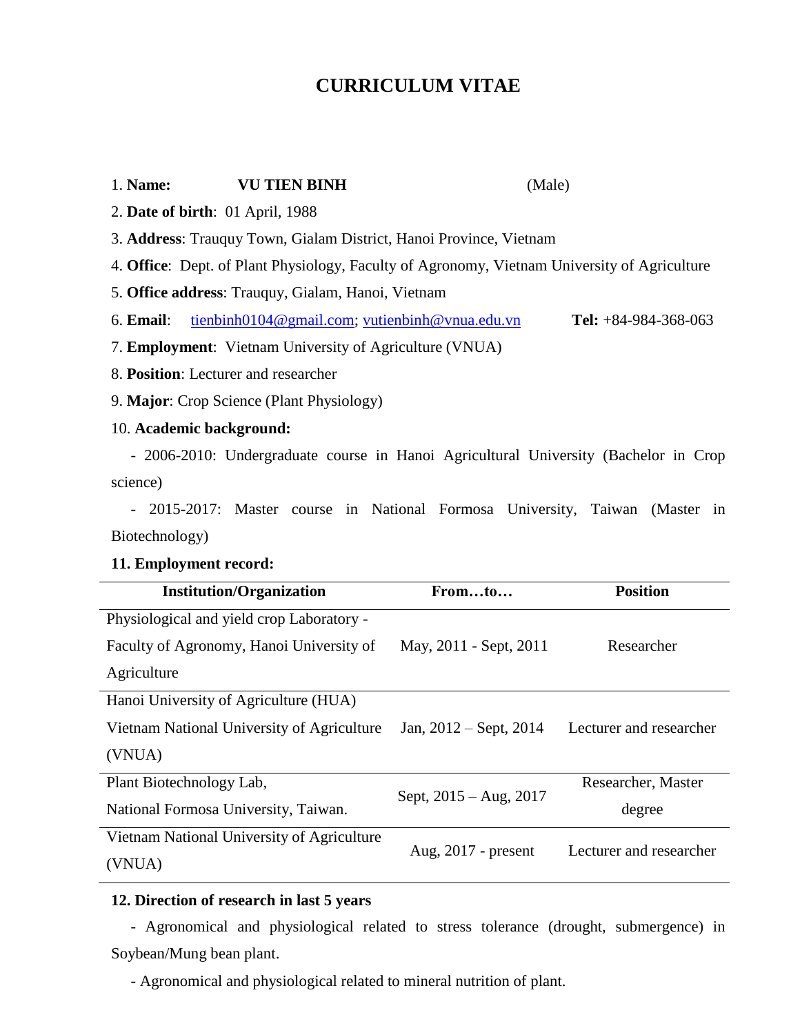# CURRICULUM VITAE

1. **Name:** **VU TIEN BINH** (Male)
2. **Date of birth**: 01 April, 1988
3. **Address**: Trauquy Town, Gialam District, Hanoi Province, Vietnam
4. **Office**: Dept. of Plant Physiology, Faculty of Agronomy, Vietnam University of Agriculture
5. **Office address**: Trauquy, Gialam, Hanoi, Vietnam
6. **Email**: tienbinh0104@gmail.com; vutienbinh@vnua.edu.vn **Tel:** +84-984-368-063
7. **Employment**: Vietnam University of Agriculture (VNUA)
8. **Position**: Lecturer and researcher
9. **Major**: Crop Science (Plant Physiology)
10. **Academic background:**

- 2006-2010: Undergraduate course in Hanoi Agricultural University (Bachelor in Crop science)
- 2015-2017: Master course in National Formosa University, Taiwan (Master in Biotechnology)

**11. Employment record:**

| Institution/Organization | From…to… | Position |
|---|---|---|
| Physiological and yield crop Laboratory - Faculty of Agronomy, Hanoi University of Agriculture | May, 2011 - Sept, 2011 | Researcher |
| Hanoi University of Agriculture (HUA) Vietnam National University of Agriculture (VNUA) | Jan, 2012 – Sept, 2014 | Lecturer and researcher |
| Plant Biotechnology Lab, National Formosa University, Taiwan. | Sept, 2015 – Aug, 2017 | Researcher, Master degree |
| Vietnam National University of Agriculture (VNUA) | Aug, 2017 - present | Lecturer and researcher |

**12. Direction of research in last 5 years**

- Agronomical and physiological related to stress tolerance (drought, submergence) in Soybean/Mung bean plant.
- Agronomical and physiological related to mineral nutrition of plant.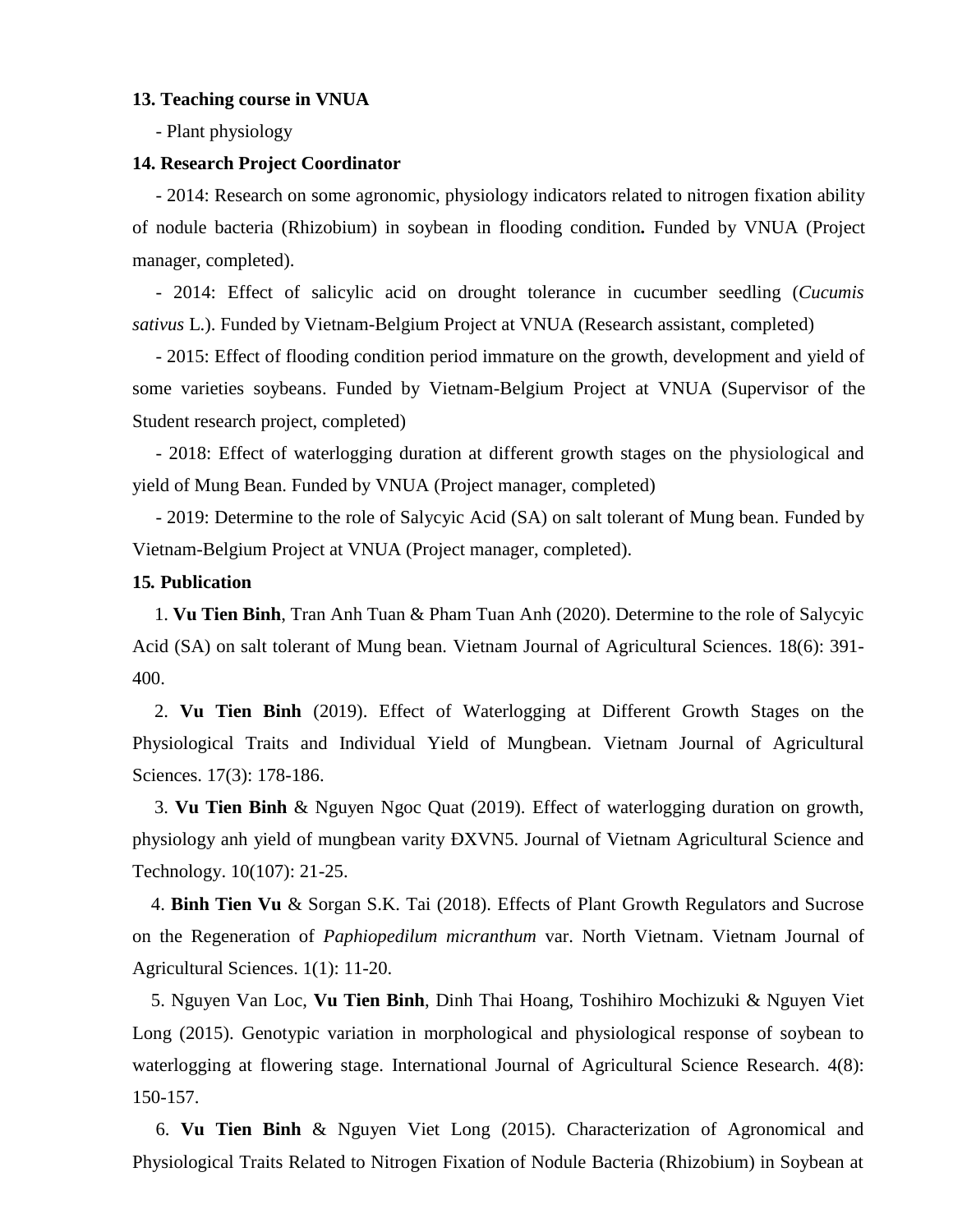**13. Teaching course in VNUA**

- Plant physiology

**14. Research Project Coordinator**

- 2014: Research on some agronomic, physiology indicators related to nitrogen fixation ability of nodule bacteria (Rhizobium) in soybean in flooding condition**.** Funded by VNUA (Project manager, completed).

- 2014: Effect of salicylic acid on drought tolerance in cucumber seedling (*Cucumis sativus* L.). Funded by Vietnam-Belgium Project at VNUA (Research assistant, completed)

- 2015: Effect of flooding condition period immature on the growth, development and yield of some varieties soybeans. Funded by Vietnam-Belgium Project at VNUA (Supervisor of the Student research project, completed)

- 2018: Effect of waterlogging duration at different growth stages on the physiological and yield of Mung Bean. Funded by VNUA (Project manager, completed)

- 2019: Determine to the role of Salycyic Acid (SA) on salt tolerant of Mung bean. Funded by Vietnam-Belgium Project at VNUA (Project manager, completed).

**15. Publication**

1. **Vu Tien Binh**, Tran Anh Tuan & Pham Tuan Anh (2020). Determine to the role of Salycyic Acid (SA) on salt tolerant of Mung bean. Vietnam Journal of Agricultural Sciences. 18(6): 391-400.

2. **Vu Tien Binh** (2019). Effect of Waterlogging at Different Growth Stages on the Physiological Traits and Individual Yield of Mungbean. Vietnam Journal of Agricultural Sciences. 17(3): 178-186.

3. **Vu Tien Binh** & Nguyen Ngoc Quat (2019). Effect of waterlogging duration on growth, physiology anh yield of mungbean varity ĐXVN5. Journal of Vietnam Agricultural Science and Technology. 10(107): 21-25.

4. **Binh Tien Vu** & Sorgan S.K. Tai (2018). Effects of Plant Growth Regulators and Sucrose on the Regeneration of *Paphiopedilum micranthum* var. North Vietnam. Vietnam Journal of Agricultural Sciences. 1(1): 11-20.

5. Nguyen Van Loc, **Vu Tien Binh**, Dinh Thai Hoang, Toshihiro Mochizuki & Nguyen Viet Long (2015). Genotypic variation in morphological and physiological response of soybean to waterlogging at flowering stage. International Journal of Agricultural Science Research. 4(8): 150-157.

6. **Vu Tien Binh** & Nguyen Viet Long (2015). Characterization of Agronomical and Physiological Traits Related to Nitrogen Fixation of Nodule Bacteria (Rhizobium) in Soybean at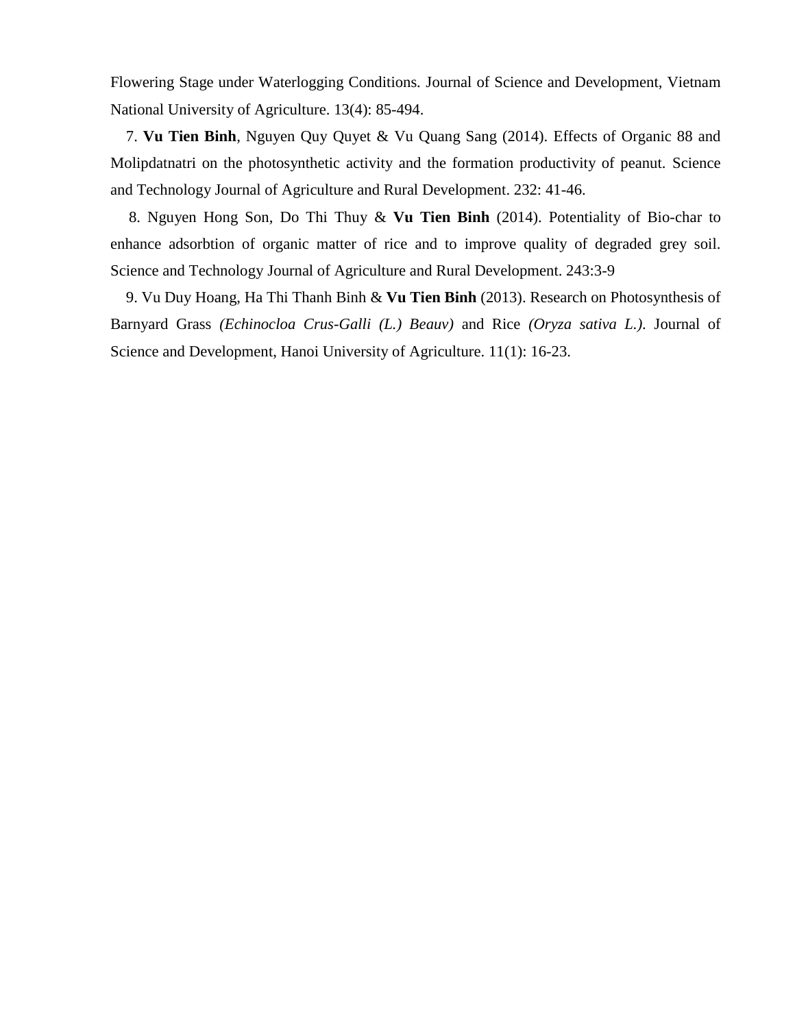Flowering Stage under Waterlogging Conditions. Journal of Science and Development, Vietnam National University of Agriculture. 13(4): 85-494.

7. **Vu Tien Binh**, Nguyen Quy Quyet & Vu Quang Sang (2014). Effects of Organic 88 and Molipdatnatri on the photosynthetic activity and the formation productivity of peanut. Science and Technology Journal of Agriculture and Rural Development. 232: 41-46.

8. Nguyen Hong Son, Do Thi Thuy & **Vu Tien Binh** (2014). Potentiality of Bio-char to enhance adsorbtion of organic matter of rice and to improve quality of degraded grey soil. Science and Technology Journal of Agriculture and Rural Development. 243:3-9

9. Vu Duy Hoang, Ha Thi Thanh Binh & **Vu Tien Binh** (2013). Research on Photosynthesis of Barnyard Grass *(Echinocloa Crus-Galli (L.) Beauv)* and Rice *(Oryza sativa L.)*. Journal of Science and Development, Hanoi University of Agriculture. 11(1): 16-23.